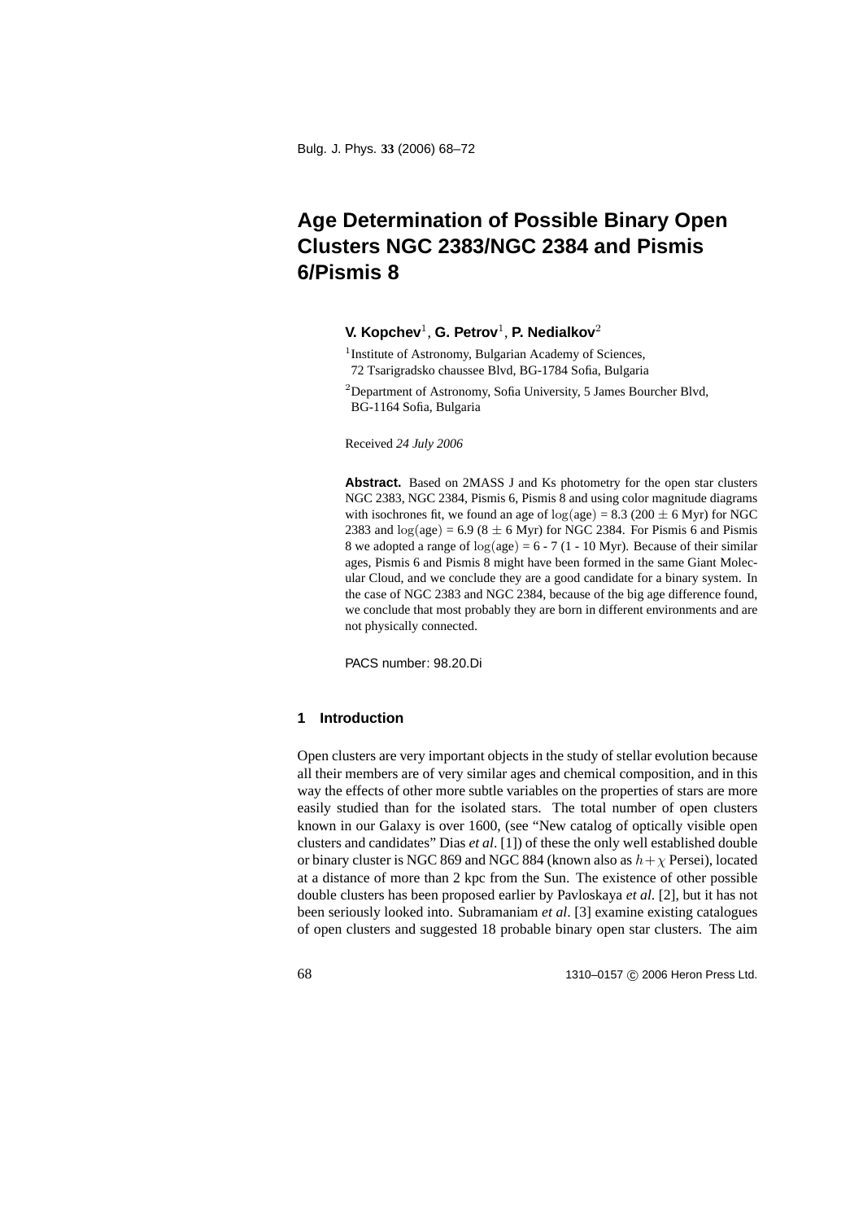# Age Determination of Possible Binary Open Clusters NGC 2383/NGC 2384 and Pismis 6/Pismis 8

**V. Kopchev**[1], **G. Petrov**[1], **P. Nedialkov**[2]

[1]Institute of Astronomy, Bulgarian Academy of Sciences, 72 Tsarigradsko chaussee Blvd, BG-1784 Sofia, Bulgaria

[2]Department of Astronomy, Sofia University, 5 James Bourcher Blvd, BG-1164 Sofia, Bulgaria

Received *24 July 2006*

**Abstract.** Based on 2MASS J and Ks photometry for the open star clusters NGC 2383, NGC 2384, Pismis 6, Pismis 8 and using color magnitude diagrams with isochrones fit, we found an age of $\log(\text{age})$ = 8.3 (200 $\pm$ 6 Myr) for NGC 2383 and $\log(\text{age})$ = 6.9 (8 $\pm$ 6 Myr) for NGC 2384. For Pismis 6 and Pismis 8 we adopted a range of $\log(\text{age})$ = 6 - 7 (1 - 10 Myr). Because of their similar ages, Pismis 6 and Pismis 8 might have been formed in the same Giant Molecular Cloud, and we conclude they are a good candidate for a binary system. In the case of NGC 2383 and NGC 2384, because of the big age difference found, we conclude that most probably they are born in different environments and are not physically connected.

PACS number: 98.20.Di

## 1 Introduction

Open clusters are very important objects in the study of stellar evolution because all their members are of very similar ages and chemical composition, and in this way the effects of other more subtle variables on the properties of stars are more easily studied than for the isolated stars. The total number of open clusters known in our Galaxy is over 1600, (see "New catalog of optically visible open clusters and candidates" Dias *et al*. [1]) of these the only well established double or binary cluster is NGC 869 and NGC 884 (known also as $h+\chi$ Persei), located at a distance of more than 2 kpc from the Sun. The existence of other possible double clusters has been proposed earlier by Pavloskaya *et al*. [2], but it has not been seriously looked into. Subramaniam *et al*. [3] examine existing catalogues of open clusters and suggested 18 probable binary open star clusters. The aim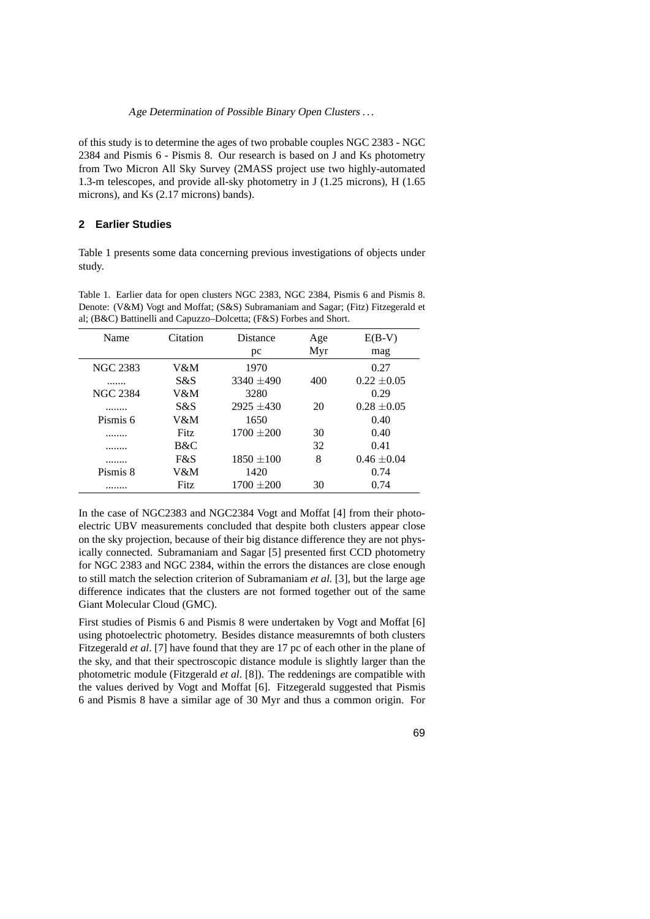of this study is to determine the ages of two probable couples NGC 2383 - NGC 2384 and Pismis 6 - Pismis 8. Our research is based on J and Ks photometry from Two Micron All Sky Survey (2MASS project use two highly-automated 1.3-m telescopes, and provide all-sky photometry in J (1.25 microns), H (1.65 microns), and Ks (2.17 microns) bands).

## 2 Earlier Studies

Table 1 presents some data concerning previous investigations of objects under study.

Table 1. Earlier data for open clusters NGC 2383, NGC 2384, Pismis 6 and Pismis 8. Denote: (V&M) Vogt and Moffat; (S&S) Subramaniam and Sagar; (Fitz) Fitzegerald et al; (B&C) Battinelli and Capuzzo–Dolcetta; (F&S) Forbes and Short.

| Name | Citation | Distance pc | Age Myr | E(B-V) mag |
|---|---|---|---|---|
| NGC 2383 | V&M | 1970 | | 0.27 |
| ....... | S&S | 3340 $\pm$490 | 400 | 0.22 $\pm$0.05 |
| NGC 2384 | V&M | 3280 | | 0.29 |
| ........ | S&S | 2925 $\pm$430 | 20 | 0.28 $\pm$0.05 |
| Pismis 6 | V&M | 1650 | | 0.40 |
| ........ | Fitz | 1700 $\pm$200 | 30 | 0.40 |
| ........ | B&C | | 32 | 0.41 |
| ........ | F&S | 1850 $\pm$100 | 8 | 0.46 $\pm$0.04 |
| Pismis 8 | V&M | 1420 | | 0.74 |
| ........ | Fitz | 1700 $\pm$200 | 30 | 0.74 |

In the case of NGC2383 and NGC2384 Vogt and Moffat [4] from their photoelectric UBV measurements concluded that despite both clusters appear close on the sky projection, because of their big distance difference they are not physically connected. Subramaniam and Sagar [5] presented first CCD photometry for NGC 2383 and NGC 2384, within the errors the distances are close enough to still match the selection criterion of Subramaniam *et al.* [3], but the large age difference indicates that the clusters are not formed together out of the same Giant Molecular Cloud (GMC).

First studies of Pismis 6 and Pismis 8 were undertaken by Vogt and Moffat [6] using photoelectric photometry. Besides distance measuremnts of both clusters Fitzegerald *et al*. [7] have found that they are 17 pc of each other in the plane of the sky, and that their spectroscopic distance module is slightly larger than the photometric module (Fitzegerald *et al*. [8]). The reddenings are compatible with the values derived by Vogt and Moffat [6]. Fitzegerald suggested that Pismis 6 and Pismis 8 have a similar age of 30 Myr and thus a common origin. For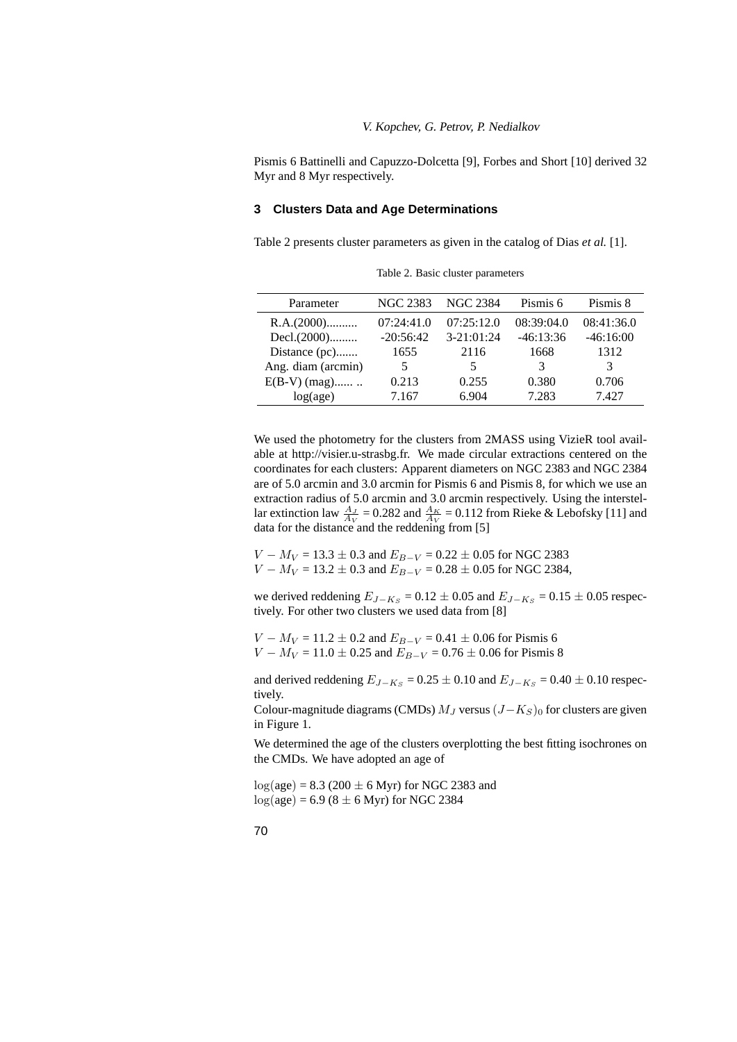Pismis 6 Battinelli and Capuzzo-Dolcetta [9], Forbes and Short [10] derived 32 Myr and 8 Myr respectively.

## 3 Clusters Data and Age Determinations

Table 2 presents cluster parameters as given in the catalog of Dias *et al.* [1].

Table 2. Basic cluster parameters

| Parameter | NGC 2383 | NGC 2384 | Pismis 6 | Pismis 8 |
|---|---|---|---|---|
| R.A.(2000).......... | 07:24:41.0 | 07:25:12.0 | 08:39:04.0 | 08:41:36.0 |
| Decl.(2000)......... | -20:56:42 | 3-21:01:24 | -46:13:36 | -46:16:00 |
| Distance (pc)....... | 1655 | 2116 | 1668 | 1312 |
| Ang. diam (arcmin) | 5 | 5 | 3 | 3 |
| E(B-V) (mag)...... .. | 0.213 | 0.255 | 0.380 | 0.706 |
| log(age) | 7.167 | 6.904 | 7.283 | 7.427 |

We used the photometry for the clusters from 2MASS using VizieR tool available at http://visier.u-strasbg.fr. We made circular extractions centered on the coordinates for each clusters: Apparent diameters on NGC 2383 and NGC 2384 are of 5.0 arcmin and 3.0 arcmin for Pismis 6 and Pismis 8, for which we use an extraction radius of 5.0 arcmin and 3.0 arcmin respectively. Using the interstellar extinction law $\frac{A_J}{A_V}$ = 0.282 and $\frac{A_K}{A_V}$ = 0.112 from Rieke & Lebofsky [11] and data for the distance and the reddening from [5]

$V - M_V$ = 13.3 $\pm$ 0.3 and $E_{B-V}$ = 0.22 $\pm$ 0.05 for NGC 2383
$V - M_V$ = 13.2 $\pm$ 0.3 and $E_{B-V}$ = 0.28 $\pm$ 0.05 for NGC 2384,

we derived reddening $E_{J-K_S}$ = 0.12 $\pm$ 0.05 and $E_{J-K_S}$ = 0.15 $\pm$ 0.05 respectively. For other two clusters we used data from [8]

$V - M_V$ = 11.2 $\pm$ 0.2 and $E_{B-V}$ = 0.41 $\pm$ 0.06 for Pismis 6
$V - M_V$ = 11.0 $\pm$ 0.25 and $E_{B-V}$ = 0.76 $\pm$ 0.06 for Pismis 8

and derived reddening $E_{J-K_S}$ = 0.25 $\pm$ 0.10 and $E_{J-K_S}$ = 0.40 $\pm$ 0.10 respectively.
Colour-magnitude diagrams (CMDs) $M_J$ versus $(J-K_S)_0$ for clusters are given in Figure 1.

We determined the age of the clusters overplotting the best fitting isochrones on the CMDs. We have adopted an age of

$\log$(age) = 8.3 (200 $\pm$ 6 Myr) for NGC 2383 and
$\log$(age) = 6.9 (8 $\pm$ 6 Myr) for NGC 2384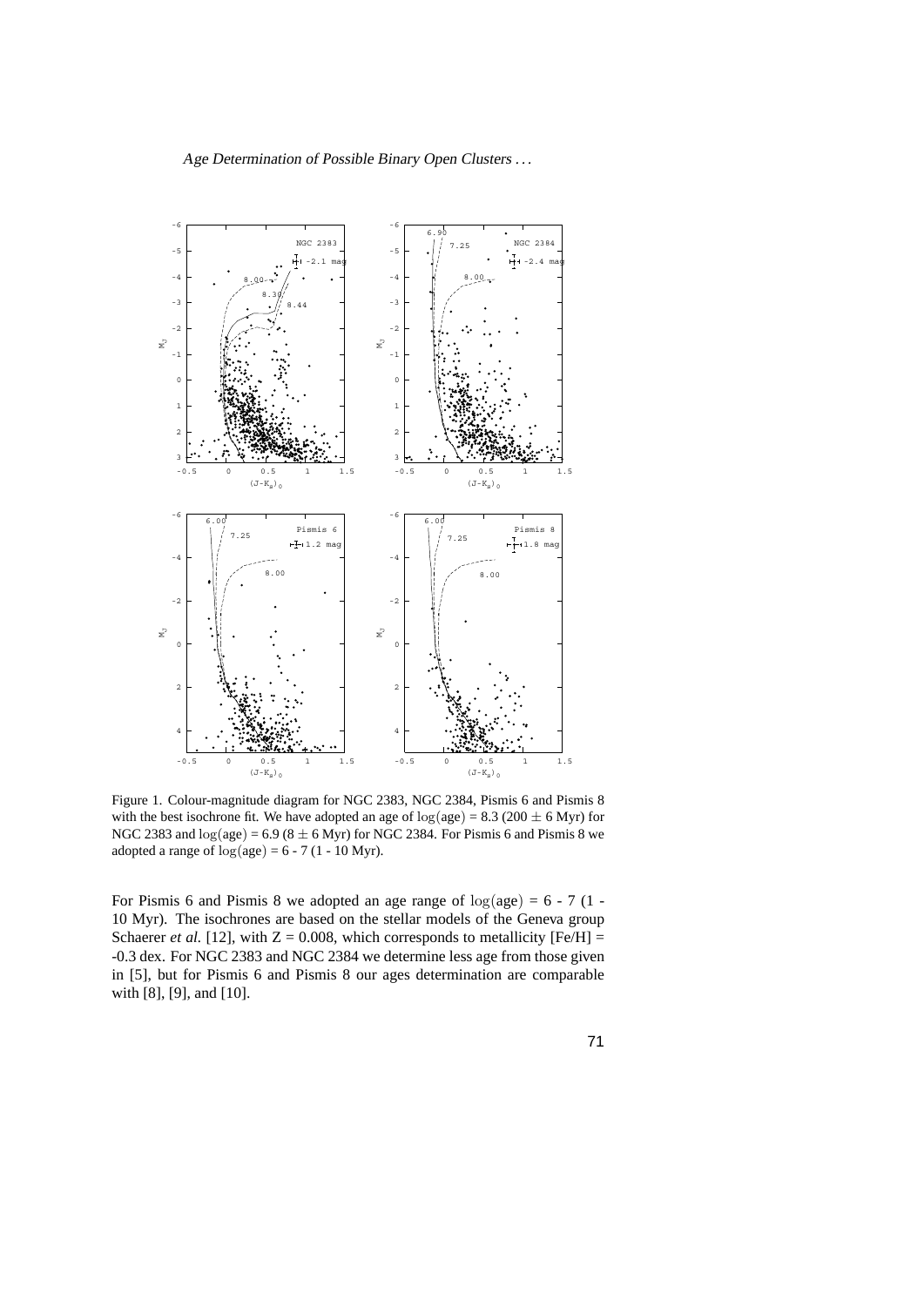Figure 1. Colour-magnitude diagram for NGC 2383, NGC 2384, Pismis 6 and Pismis 8 with the best isochrone fit. We have adopted an age of $\log(\text{age}) = 8.3$ ($200 \pm 6$ Myr) for NGC 2383 and $\log(\text{age}) = 6.9$ ($8 \pm 6$ Myr) for NGC 2384. For Pismis 6 and Pismis 8 we adopted a range of $\log(\text{age}) = 6$ - 7 (1 - 10 Myr).

For Pismis 6 and Pismis 8 we adopted an age range of $\log(\text{age}) = 6$ - 7 (1 - 10 Myr). The isochrones are based on the stellar models of the Geneva group Schaerer *et al.* [12], with Z = 0.008, which corresponds to metallicity [Fe/H] = -0.3 dex. For NGC 2383 and NGC 2384 we determine less age from those given in [5], but for Pismis 6 and Pismis 8 our ages determination are comparable with [8], [9], and [10].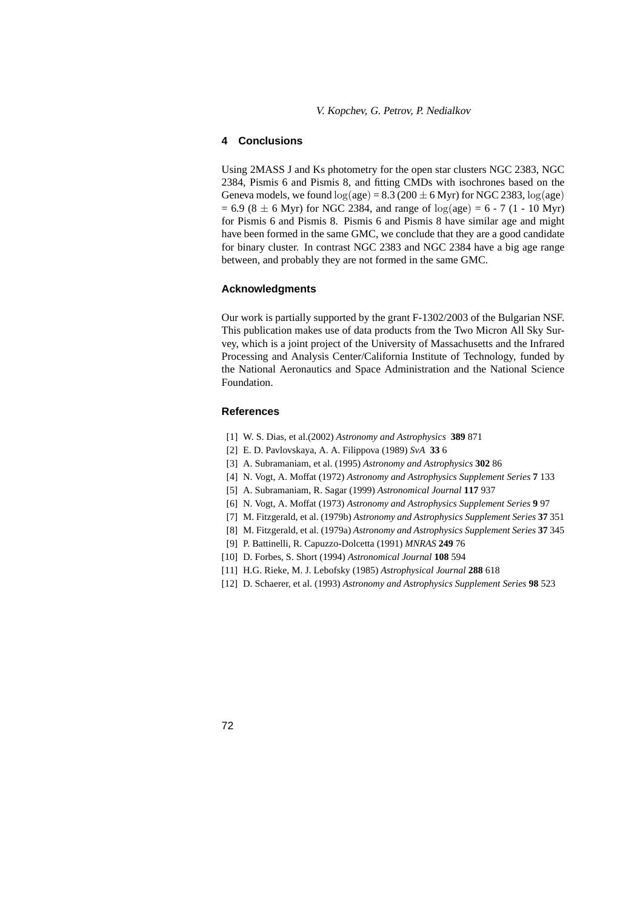## 4 Conclusions

Using 2MASS J and Ks photometry for the open star clusters NGC 2383, NGC 2384, Pismis 6 and Pismis 8, and fitting CMDs with isochrones based on the Geneva models, we found $\log(\text{age})$ = 8.3 (200 $\pm$ 6 Myr) for NGC 2383, $\log(\text{age})$ = 6.9 (8 $\pm$ 6 Myr) for NGC 2384, and range of $\log(\text{age})$ = 6 - 7 (1 - 10 Myr) for Pismis 6 and Pismis 8. Pismis 6 and Pismis 8 have similar age and might have been formed in the same GMC, we conclude that they are a good candidate for binary cluster. In contrast NGC 2383 and NGC 2384 have a big age range between, and probably they are not formed in the same GMC.

### Acknowledgments

Our work is partially supported by the grant F-1302/2003 of the Bulgarian NSF. This publication makes use of data products from the Two Micron All Sky Survey, which is a joint project of the University of Massachusetts and the Infrared Processing and Analysis Center/California Institute of Technology, funded by the National Aeronautics and Space Administration and the National Science Foundation.

### References

[1] W. S. Dias, et al.(2002) *Astronomy and Astrophysics* **389** 871

[2] E. D. Pavlovskaya, A. A. Filippova (1989) *SvA* **33** 6

[3] A. Subramaniam, et al. (1995) *Astronomy and Astrophysics* **302** 86

[4] N. Vogt, A. Moffat (1972) *Astronomy and Astrophysics Supplement Series* **7** 133

[5] A. Subramaniam, R. Sagar (1999) *Astronomical Journal* **117** 937

[6] N. Vogt, A. Moffat (1973) *Astronomy and Astrophysics Supplement Series* **9** 97

[7] M. Fitzgerald, et al. (1979b) *Astronomy and Astrophysics Supplement Series* **37** 351

[8] M. Fitzgerald, et al. (1979a) *Astronomy and Astrophysics Supplement Series* **37** 345

[9] P. Battinelli, R. Capuzzo-Dolcetta (1991) *MNRAS* **249** 76

[10] D. Forbes, S. Short (1994) *Astronomical Journal* **108** 594

[11] H.G. Rieke, M. J. Lebofsky (1985) *Astrophysical Journal* **288** 618

[12] D. Schaerer, et al. (1993) *Astronomy and Astrophysics Supplement Series* **98** 523